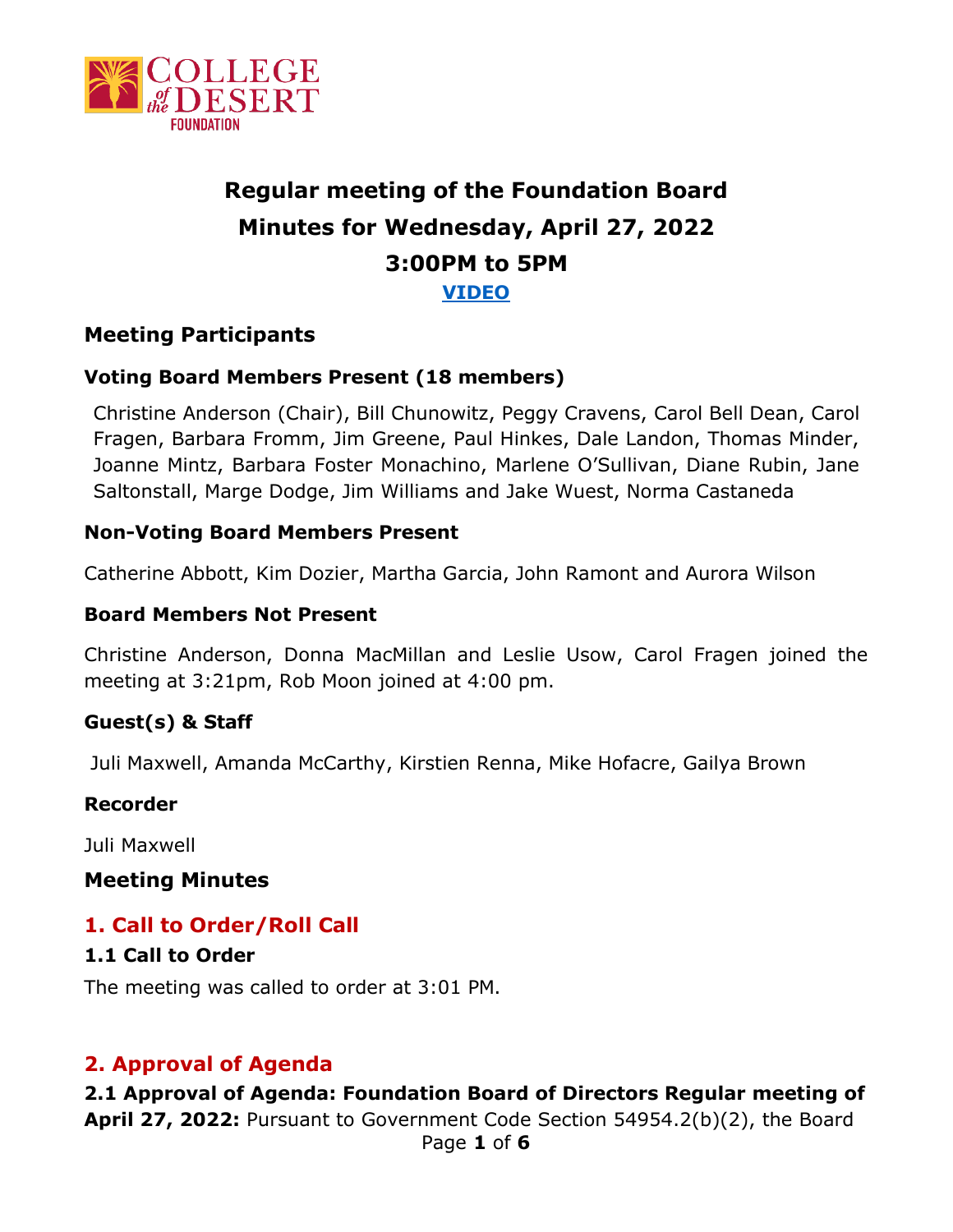# Regular meeting of the Foundation Board

# Minutes for Wednesday, April 27, 2022

# 3:00PM to 5PM

**[VIDEO]**

## Meeting Participants

### Voting Board Members Present (18 members)

Christine Anderson (Chair), Bill Chunowitz, Peggy Cravens, Carol Bell Dean, Carol Fragen, Barbara Fromm, Jim Greene, Paul Hinkes, Dale Landon, Thomas Minder, Joanne Mintz, Barbara Foster Monachino, Marlene O'Sullivan, Diane Rubin, Jane Saltonstall, Marge Dodge, Jim Williams and Jake Wuest, Norma Castaneda

### Non-Voting Board Members Present

Catherine Abbott, Kim Dozier, Martha Garcia, John Ramont and Aurora Wilson

### Board Members Not Present

Christine Anderson, Donna MacMillan and Leslie Usow, Carol Fragen joined the meeting at 3:21pm, Rob Moon joined at 4:00 pm.

### Guest(s) & Staff

Juli Maxwell, Amanda McCarthy, Kirstien Renna, Mike Hofacre, Gailya Brown

### Recorder

Juli Maxwell

## Meeting Minutes

## 1. Call to Order/Roll Call

### 1.1 Call to Order

The meeting was called to order at 3:01 PM.

## 2. Approval of Agenda

**2.1 Approval of Agenda: Foundation Board of Directors Regular meeting of April 27, 2022:** Pursuant to Government Code Section 54954.2(b)(2), the Board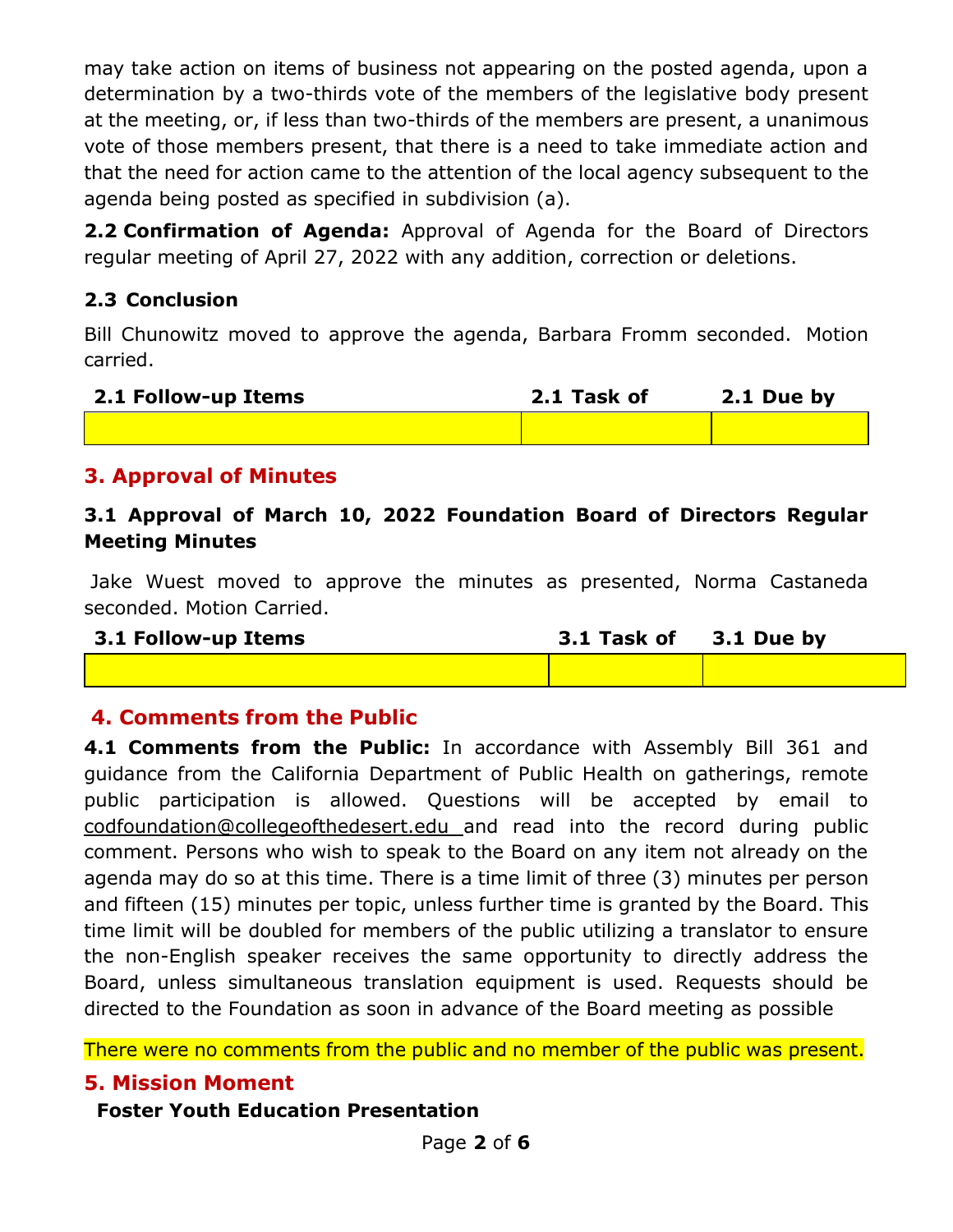may take action on items of business not appearing on the posted agenda, upon a determination by a two-thirds vote of the members of the legislative body present at the meeting, or, if less than two-thirds of the members are present, a unanimous vote of those members present, that there is a need to take immediate action and that the need for action came to the attention of the local agency subsequent to the agenda being posted as specified in subdivision (a).

**2.2 Confirmation of Agenda:** Approval of Agenda for the Board of Directors regular meeting of April 27, 2022 with any addition, correction or deletions.

### 2.3 Conclusion

Bill Chunowitz moved to approve the agenda, Barbara Fromm seconded. Motion carried.

| 2.1 Follow-up Items | 2.1 Task of | 2.1 Due by |
|---|---|---|
| | | |

## 3. Approval of Minutes

### 3.1 Approval of March 10, 2022 Foundation Board of Directors Regular Meeting Minutes

Jake Wuest moved to approve the minutes as presented, Norma Castaneda seconded. Motion Carried.

| 3.1 Follow-up Items | 3.1 Task of | 3.1 Due by |
|---|---|---|
| | | |

## 4. Comments from the Public

**4.1 Comments from the Public:** In accordance with Assembly Bill 361 and guidance from the California Department of Public Health on gatherings, remote public participation is allowed. Questions will be accepted by email to codfoundation@collegeofthedesert.edu and read into the record during public comment. Persons who wish to speak to the Board on any item not already on the agenda may do so at this time. There is a time limit of three (3) minutes per person and fifteen (15) minutes per topic, unless further time is granted by the Board. This time limit will be doubled for members of the public utilizing a translator to ensure the non-English speaker receives the same opportunity to directly address the Board, unless simultaneous translation equipment is used. Requests should be directed to the Foundation as soon in advance of the Board meeting as possible

There were no comments from the public and no member of the public was present.

## 5. Mission Moment

**Foster Youth Education Presentation**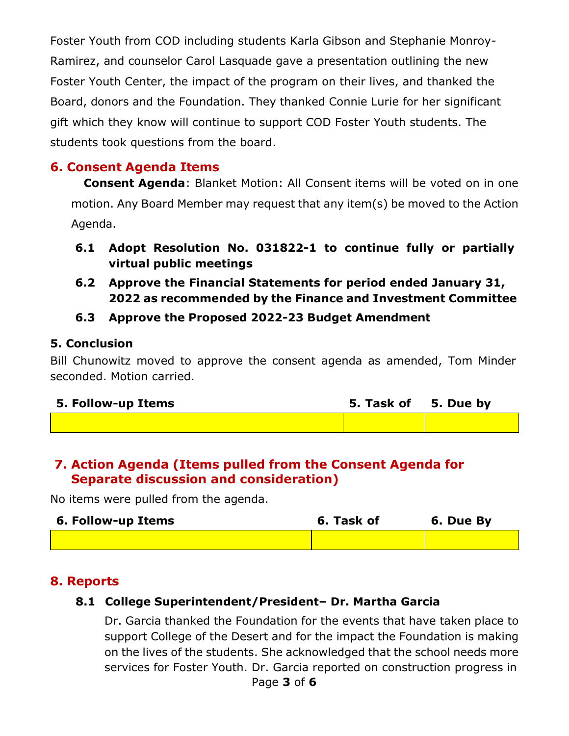Foster Youth from COD including students Karla Gibson and Stephanie Monroy-Ramirez, and counselor Carol Lasquade gave a presentation outlining the new Foster Youth Center, the impact of the program on their lives, and thanked the Board, donors and the Foundation. They thanked Connie Lurie for her significant gift which they know will continue to support COD Foster Youth students. The students took questions from the board.

## 6. Consent Agenda Items

**Consent Agenda**: Blanket Motion: All Consent items will be voted on in one motion. Any Board Member may request that any item(s) be moved to the Action Agenda.

- **6.1 Adopt Resolution No. 031822-1 to continue fully or partially virtual public meetings**
- **6.2 Approve the Financial Statements for period ended January 31, 2022 as recommended by the Finance and Investment Committee**
- **6.3 Approve the Proposed 2022-23 Budget Amendment**

### 5. Conclusion

Bill Chunowitz moved to approve the consent agenda as amended, Tom Minder seconded. Motion carried.

| 5. Follow-up Items | 5. Task of | 5. Due by |
|---|---|---|
| | | |

## 7. Action Agenda (Items pulled from the Consent Agenda for Separate discussion and consideration)

No items were pulled from the agenda.

| 6. Follow-up Items | 6. Task of | 6. Due By |
|---|---|---|
| | | |

## 8. Reports

### 8.1 College Superintendent/President– Dr. Martha Garcia

Dr. Garcia thanked the Foundation for the events that have taken place to support College of the Desert and for the impact the Foundation is making on the lives of the students. She acknowledged that the school needs more services for Foster Youth. Dr. Garcia reported on construction progress in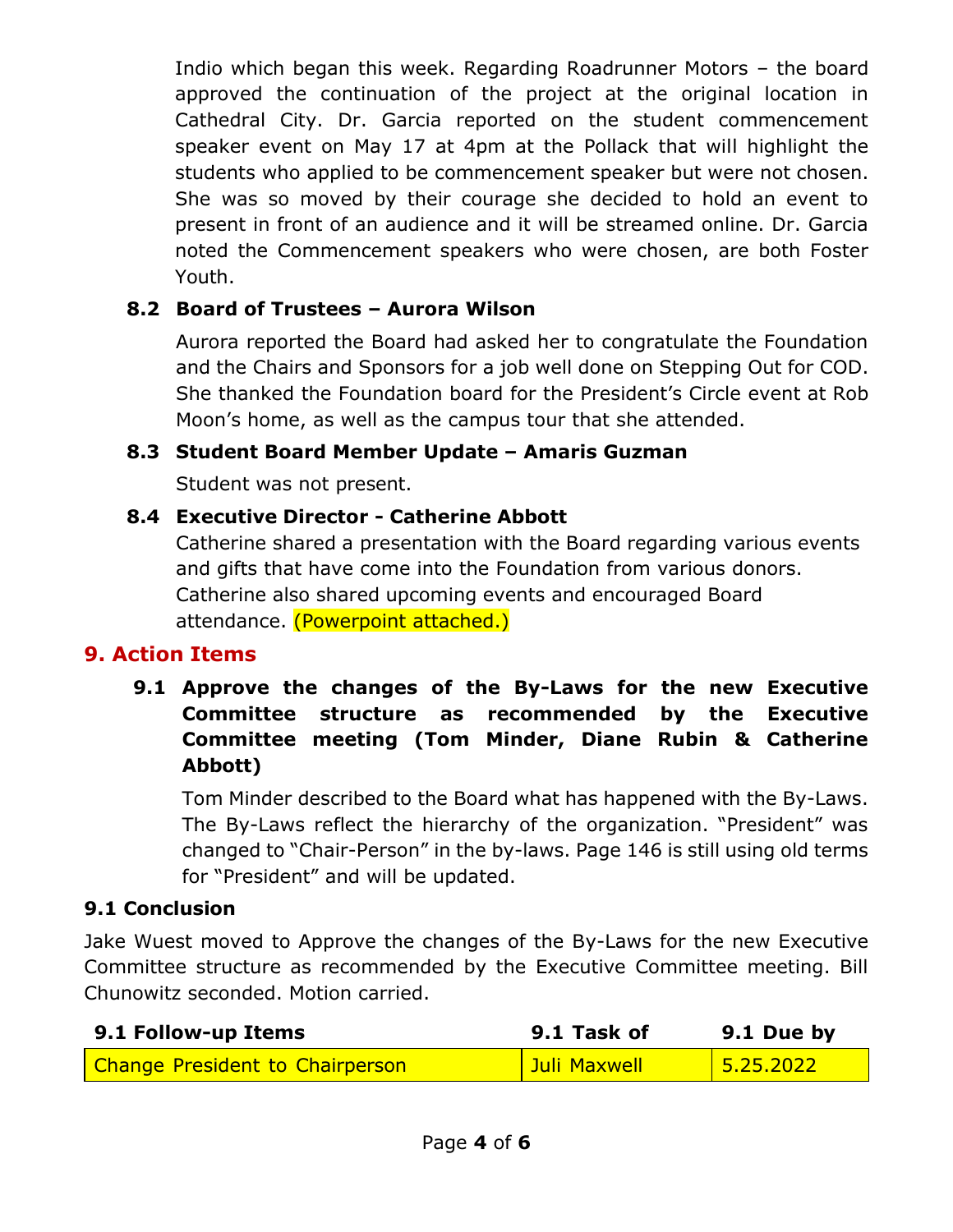Indio which began this week. Regarding Roadrunner Motors – the board approved the continuation of the project at the original location in Cathedral City. Dr. Garcia reported on the student commencement speaker event on May 17 at 4pm at the Pollack that will highlight the students who applied to be commencement speaker but were not chosen. She was so moved by their courage she decided to hold an event to present in front of an audience and it will be streamed online. Dr. Garcia noted the Commencement speakers who were chosen, are both Foster Youth.

### 8.2 Board of Trustees – Aurora Wilson

Aurora reported the Board had asked her to congratulate the Foundation and the Chairs and Sponsors for a job well done on Stepping Out for COD. She thanked the Foundation board for the President's Circle event at Rob Moon's home, as well as the campus tour that she attended.

### 8.3 Student Board Member Update – Amaris Guzman

Student was not present.

### 8.4 Executive Director - Catherine Abbott

Catherine shared a presentation with the Board regarding various events and gifts that have come into the Foundation from various donors. Catherine also shared upcoming events and encouraged Board attendance. (Powerpoint attached.)

## 9. Action Items

### 9.1 Approve the changes of the By-Laws for the new Executive Committee structure as recommended by the Executive Committee meeting (Tom Minder, Diane Rubin & Catherine Abbott)

Tom Minder described to the Board what has happened with the By-Laws. The By-Laws reflect the hierarchy of the organization. "President" was changed to "Chair-Person" in the by-laws. Page 146 is still using old terms for "President" and will be updated.

### 9.1 Conclusion

Jake Wuest moved to Approve the changes of the By-Laws for the new Executive Committee structure as recommended by the Executive Committee meeting. Bill Chunowitz seconded. Motion carried.

| 9.1 Follow-up Items | 9.1 Task of | 9.1 Due by |
|---|---|---|
| Change President to Chairperson | Juli Maxwell | 5.25.2022 |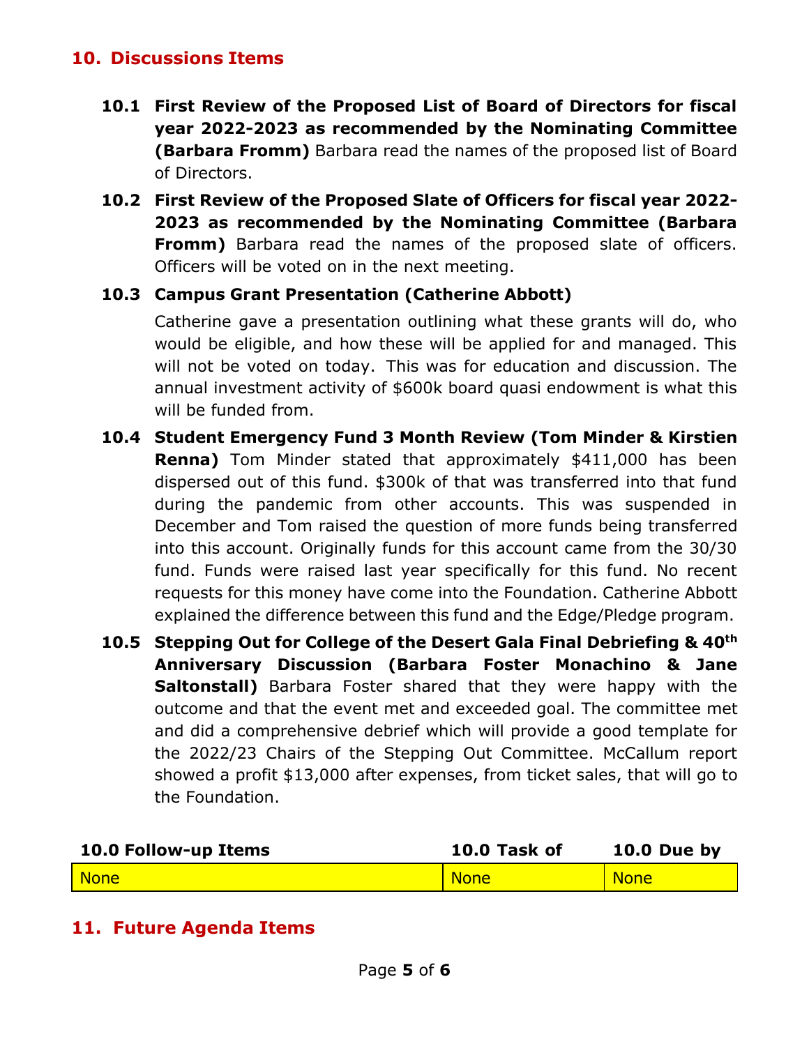## 10. Discussions Items

**10.1 First Review of the Proposed List of Board of Directors for fiscal year 2022-2023 as recommended by the Nominating Committee (Barbara Fromm)** Barbara read the names of the proposed list of Board of Directors.

**10.2 First Review of the Proposed Slate of Officers for fiscal year 2022-2023 as recommended by the Nominating Committee (Barbara Fromm)** Barbara read the names of the proposed slate of officers. Officers will be voted on in the next meeting.

**10.3 Campus Grant Presentation (Catherine Abbott)**

Catherine gave a presentation outlining what these grants will do, who would be eligible, and how these will be applied for and managed. This will not be voted on today. This was for education and discussion. The annual investment activity of $600k board quasi endowment is what this will be funded from.

**10.4 Student Emergency Fund 3 Month Review (Tom Minder & Kirstien Renna)** Tom Minder stated that approximately $411,000 has been dispersed out of this fund. $300k of that was transferred into that fund during the pandemic from other accounts. This was suspended in December and Tom raised the question of more funds being transferred into this account. Originally funds for this account came from the 30/30 fund. Funds were raised last year specifically for this fund. No recent requests for this money have come into the Foundation. Catherine Abbott explained the difference between this fund and the Edge/Pledge program.

**10.5 Stepping Out for College of the Desert Gala Final Debriefing & 40th Anniversary Discussion (Barbara Foster Monachino & Jane Saltonstall)** Barbara Foster shared that they were happy with the outcome and that the event met and exceeded goal. The committee met and did a comprehensive debrief which will provide a good template for the 2022/23 Chairs of the Stepping Out Committee. McCallum report showed a profit $13,000 after expenses, from ticket sales, that will go to the Foundation.

| 10.0 Follow-up Items | 10.0 Task of | 10.0 Due by |
|---|---|---|
| None | None | None |

## 11. Future Agenda Items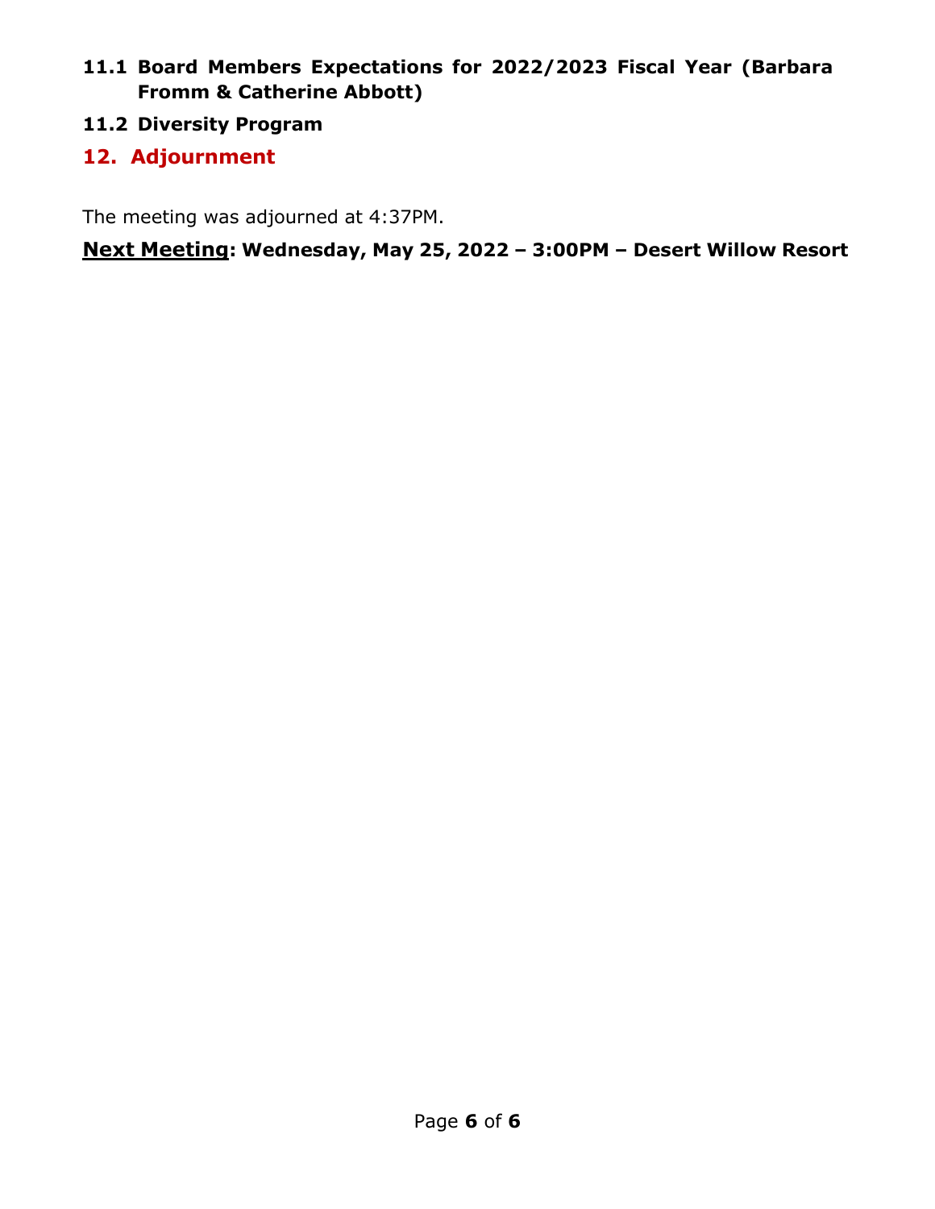### 11.1 Board Members Expectations for 2022/2023 Fiscal Year (Barbara Fromm & Catherine Abbott)

### 11.2 Diversity Program

## 12. Adjournment

The meeting was adjourned at 4:37PM.

**Next Meeting: Wednesday, May 25, 2022 – 3:00PM – Desert Willow Resort**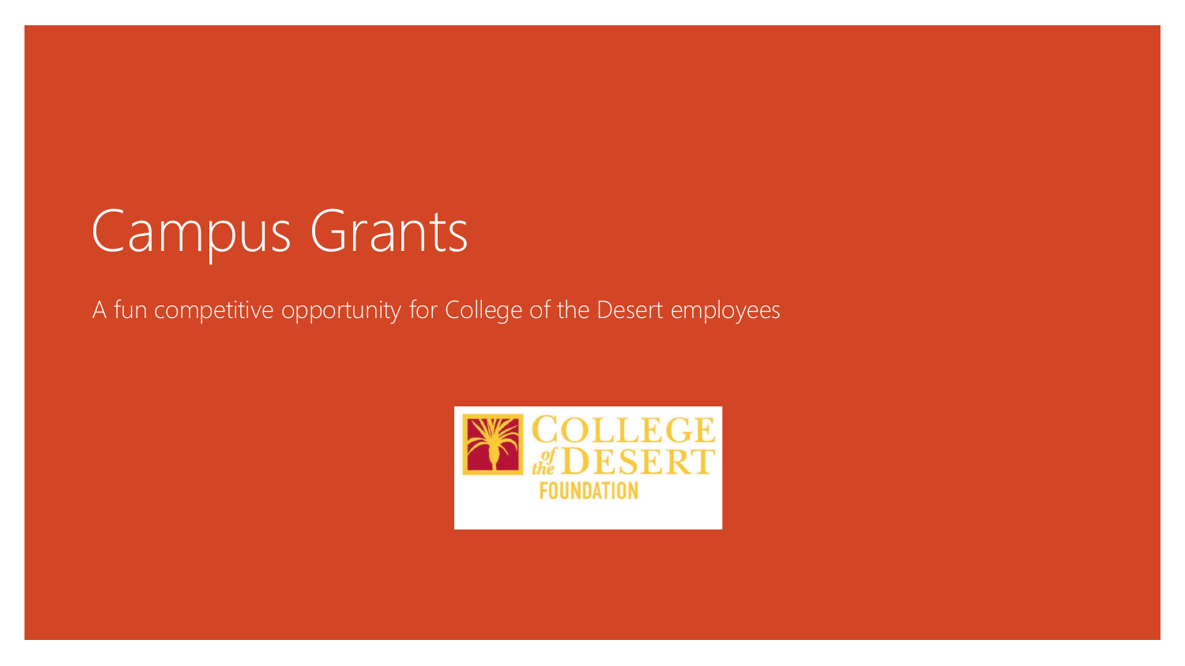# Campus Grants

A fun competitive opportunity for College of the Desert employees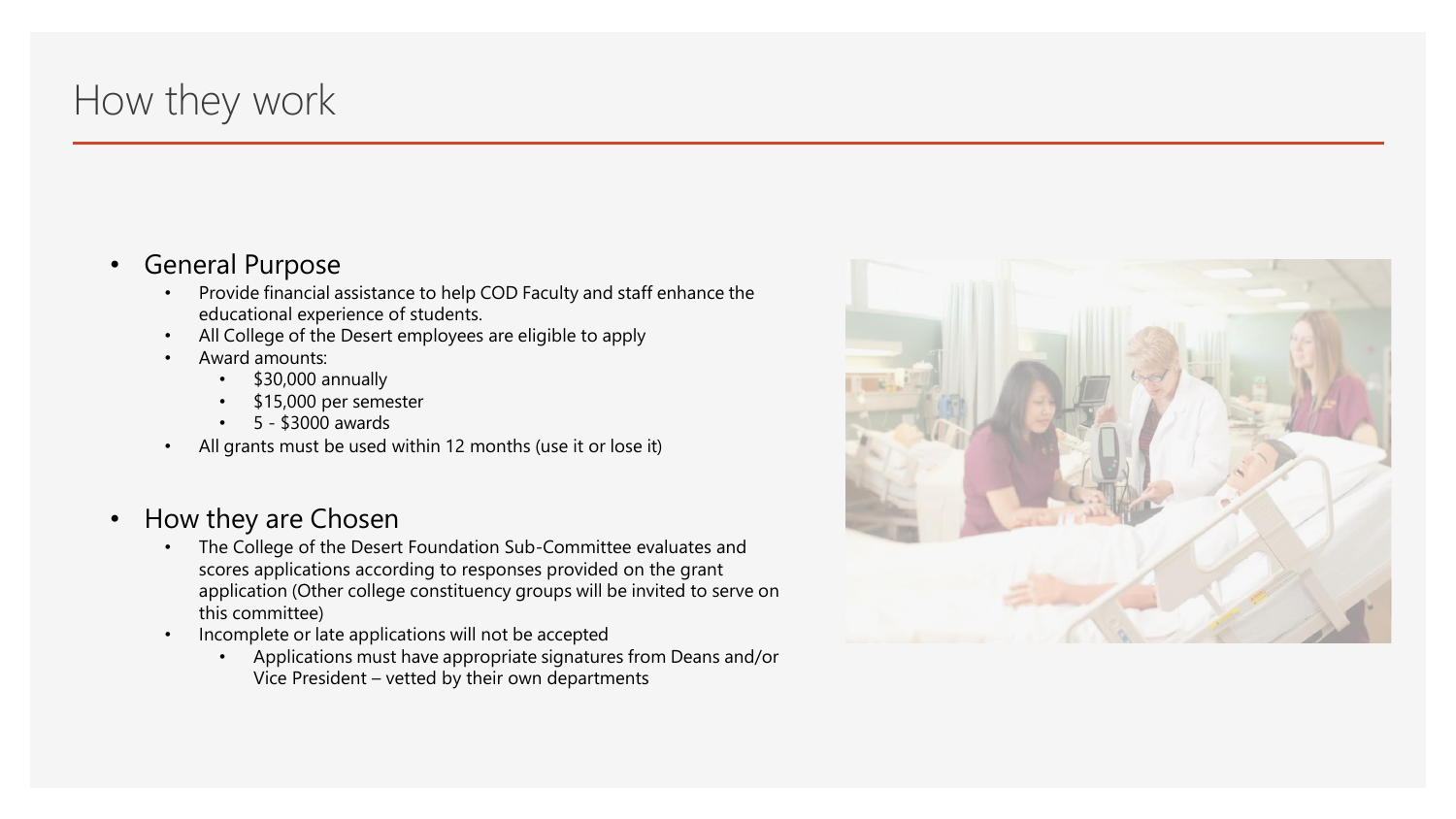# How they work

- General Purpose
  - Provide financial assistance to help COD Faculty and staff enhance the educational experience of students.
  - All College of the Desert employees are eligible to apply
  - Award amounts:
    - $30,000 annually
    - $15,000 per semester
    - 5 - $3000 awards
  - All grants must be used within 12 months (use it or lose it)

- How they are Chosen
  - The College of the Desert Foundation Sub-Committee evaluates and scores applications according to responses provided on the grant application (Other college constituency groups will be invited to serve on this committee)
  - Incomplete or late applications will not be accepted
    - Applications must have appropriate signatures from Deans and/or Vice President – vetted by their own departments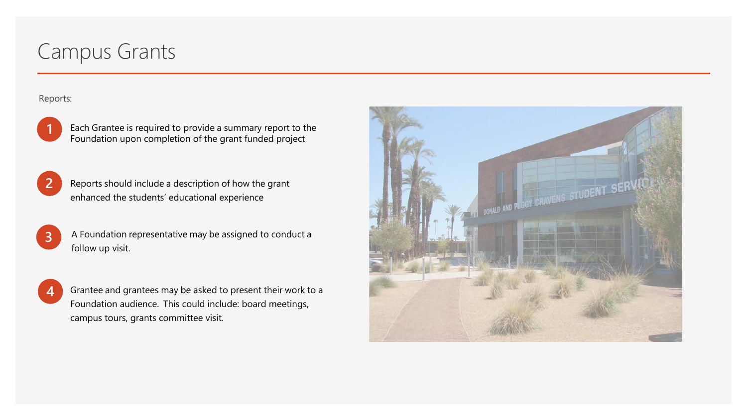# Campus Grants

Reports:

1. Each Grantee is required to provide a summary report to the Foundation upon completion of the grant funded project
2. Reports should include a description of how the grant enhanced the students' educational experience
3. A Foundation representative may be assigned to conduct a follow up visit.
4. Grantee and grantees may be asked to present their work to a Foundation audience. This could include: board meetings, campus tours, grants committee visit.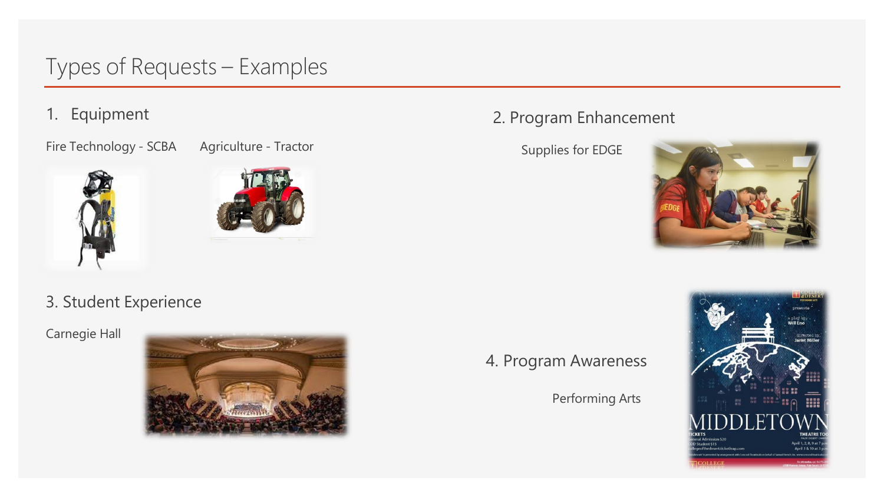# Types of Requests – Examples

1. Equipment

Fire Technology - SCBA

Agriculture - Tractor

2. Program Enhancement

Supplies for EDGE

3. Student Experience

Carnegie Hall

4. Program Awareness

Performing Arts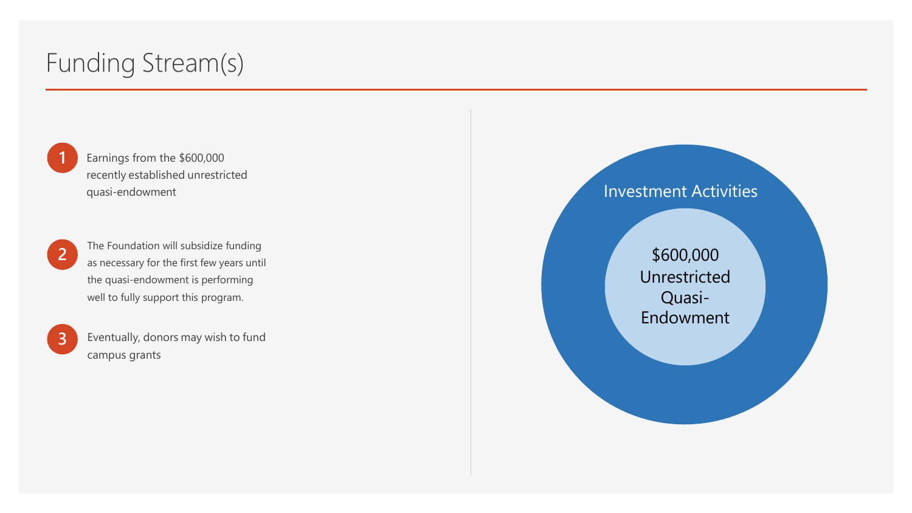# Funding Stream(s)

1. Earnings from the $600,000 recently established unrestricted quasi-endowment
2. The Foundation will subsidize funding as necessary for the first few years until the quasi-endowment is performing well to fully support this program.
3. Eventually, donors may wish to fund campus grants

Investment Activities

$600,000 Unrestricted Quasi-Endowment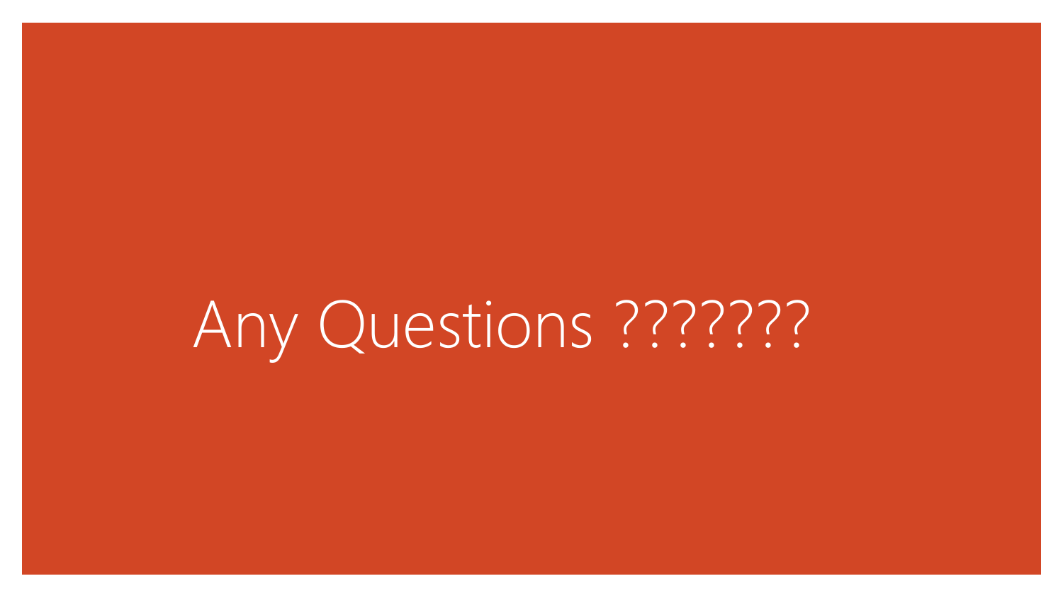# Any Questions ???????